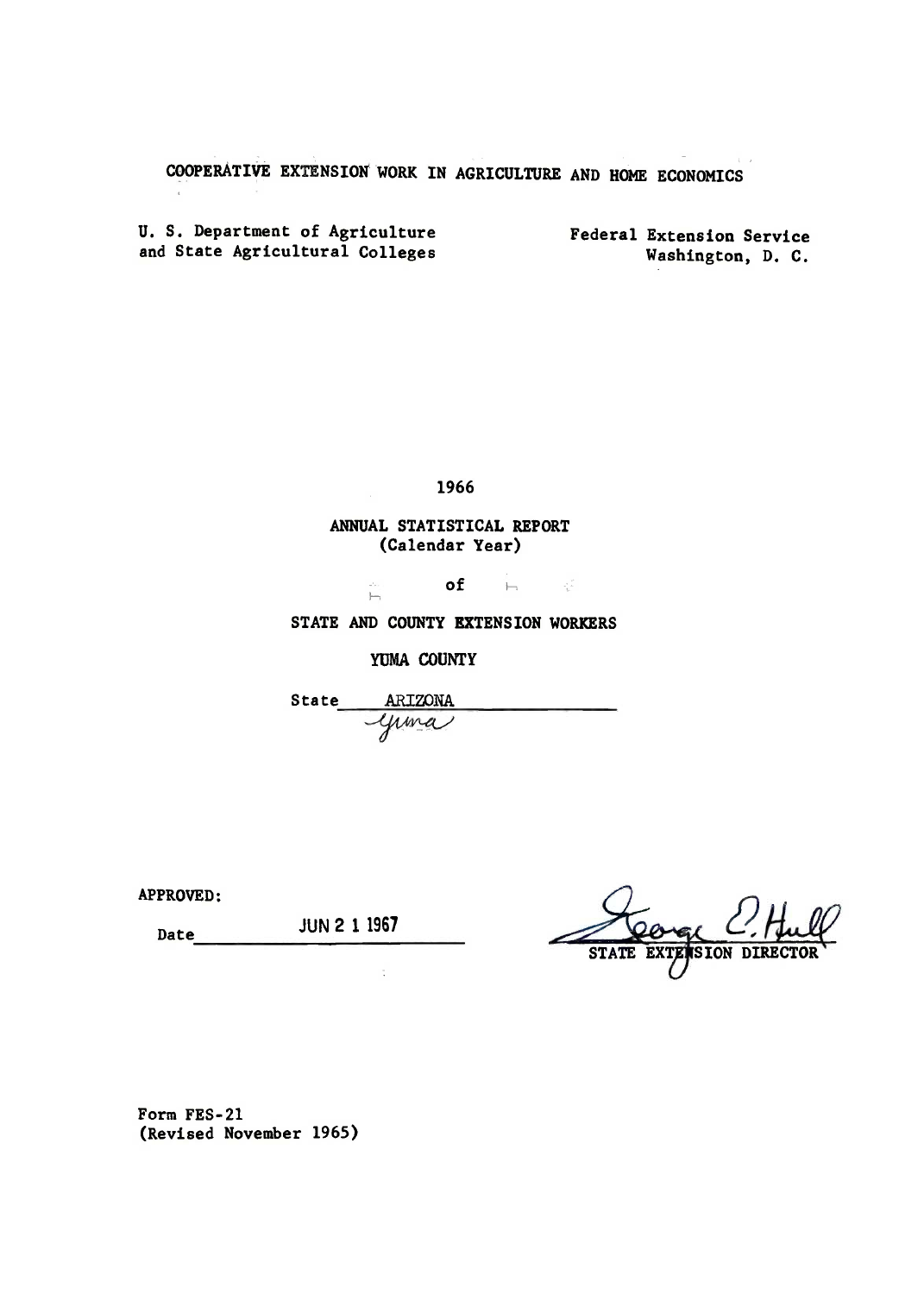COOPERATIVE EXTENSION WORK IN AGRICULTURE AND HOME ECONOMICS

U. S. Department of Agriculture
and State Agricultural Colleges

Federal Extension Service
Washington, D. C.

# 1966

## ANNUAL STATISTICAL REPORT
(Calendar Year)

of

## STATE AND COUNTY EXTENSION WORKERS

YUMA COUNTY

State ARIZONA
Yuma

APPROVED:

Date JUN 21 1967

George E. Hull
STATE EXTENSION DIRECTOR

Form FES-21
(Revised November 1965)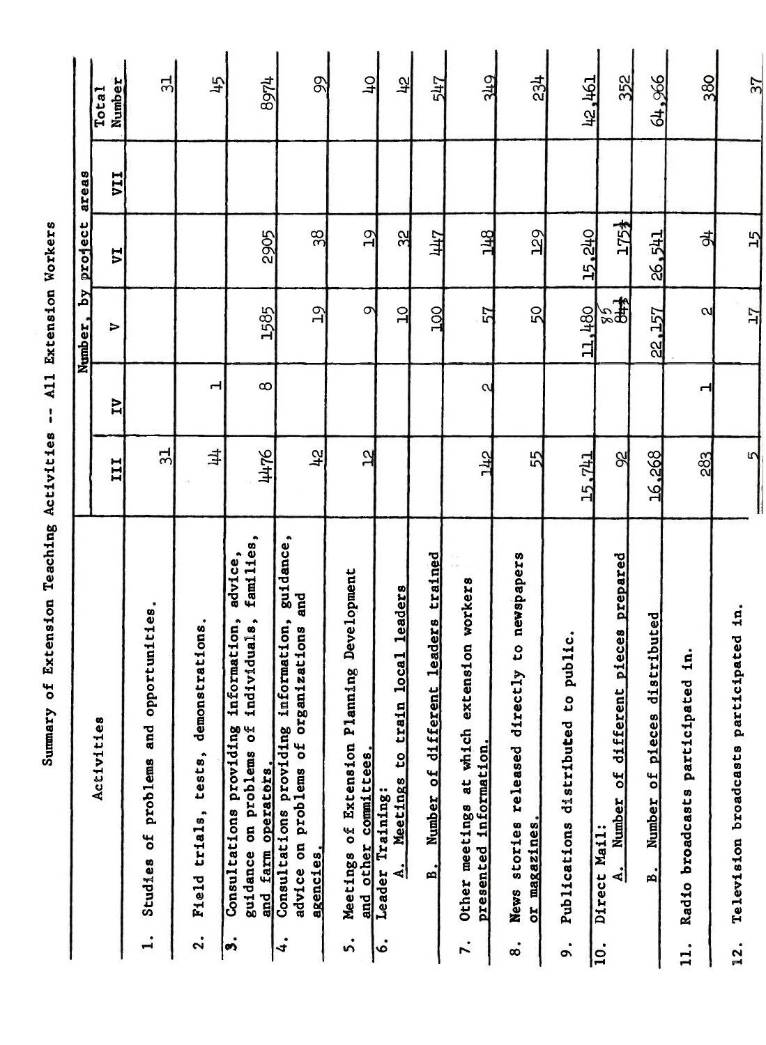# Summary of Extension Teaching Activities -- All Extension Workers

| Activities | Number, by project areas | | | | | Total Number |
|---|---|---|---|---|---|---|
| | III | IV | V | VI | VII | |
| 1. Studies of problems and opportunities. | 31 | | | | | 31 |
| 2. Field trials, tests, demonstrations. | 44 | 1 | | | | 45 |
| 3. Consultations providing information, advice, guidance on problems of individuals, families, and farm operators. | 4476 | 8 | 1585 | 2905 | | 8974 |
| 4. Consultations providing information, guidance, advice on problems of organizations and agencies. | 42 | | 19 | 38 | | 99 |
| 5. Meetings of Extension Planning Development and other committees. | 12 | | 9 | 19 | | 40 |
| 6. Leader Training: A. Meetings to train local leaders | | | 10 | 32 | | 42 |
| B. Number of different leaders trained | | | 100 | 447 | | 547 |
| 7. Other meetings at which extension workers presented information. | 142 | 2 | 57 | 148 | | 349 |
| 8. News stories released directly to newspapers or magazines. | 55 | | 50 | 129 | | 234 |
| 9. Publications distributed to public. | 15,741 | | 11,480 | 15,240 | | 42,461 |
| 10. Direct Mail: A. Number of different pieces prepared | 92 | | 85 | 175 | | 352 |
| B. Number of pieces distributed | 16,268 | | 22,157 | 26,541 | | 64,966 |
| 11. Radio broadcasts participated in. | 283 | 1 | 2 | 94 | | 380 |
| 12. Television broadcasts participated in. | 5 | | 17 | 15 | | 37 |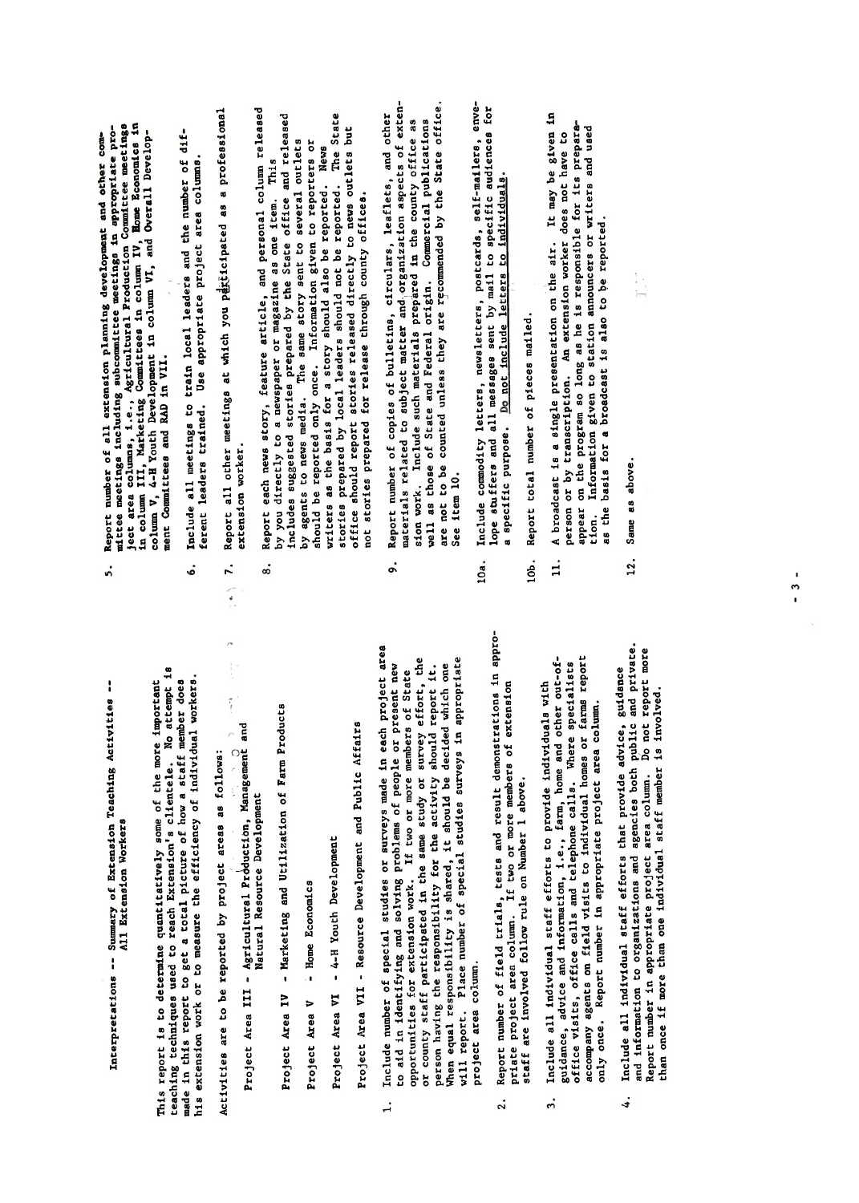Interpretations -- Summary of Extension Teaching Activities -- All Extension Workers

This report is to determine quantitatively some of the more important teaching techniques used to reach Extension's clientele. No attempt is made in this report to get a total picture of how a staff member does his extension work or to measure the efficiency of individual workers.

Activities are to be reported by project areas as follows:

Project Area III - Agricultural Production, Management and Natural Resource Development

Project Area IV - Marketing and Utilization of Farm Products

Project Area V - Home Economics

Project Area VI - 4-H Youth Development

Project Area VII - Resource Development and Public Affairs

1. Include number of special studies or surveys made in each project area to aid in identifying and solving problems of people or present new opportunities for extension work. If two or more members of State or county staff participated in the same study or survey effort, the person having the responsibility for the activity should report it. When equal responsibility is shared, it should be decided which one will report. Place number of special studies surveys in appropriate project area column.

2. Report number of field trials, tests and result demonstrations in appropriate project area column. If two or more members of extension staff are involved follow rule on Number 1 above.

3. Include all individual staff efforts to provide individuals with guidance, advice and information, i.e., farm, home and other out-of-office visits, office calls and telephone calls. Where specialists accompany agents on field visits to individual homes or farms report only once. Report number in appropriate project area column.

4. Include all individual staff efforts that provide advice, guidance and information to organizations and agencies both public and private. Report number in appropriate project area column. Do not report more than once if more than one individual staff member is involved.

5. Report number of all extension planning development and other committee meetings including subcommittee meetings in appropriate project area columns, i.e., Agricultural Production Committee meetings in column III, Marketing Committees in column IV, Home Economics in column V, 4-H Youth Development in column VI, and Overall Development Committees and RAD in VII.

6. Include all meetings to train local leaders and the number of different leaders trained. Use appropriate project area columns.

7. Report all other meetings at which you participated as a professional extension worker.

8. Report each news story, feature article, and personal column released by you directly to a newspaper or magazine as one item. This includes suggested stories prepared by the State office and released by agents to news media. The same story sent to several outlets should be reported only once. Information given to reporters or writers as the basis for a story should also be reported. News stories prepared by local leaders should not be reported. The State office should report stories released directly to news outlets but not stories prepared for release through county offices.

9. Report number of copies of bulletins, circulars, leaflets, and other materials related to subject matter and organization aspects of extension work. Include such materials prepared in the county office as well as those of State and Federal origin. Commercial publications are not to be counted unless they are recommended by the State office. See item 10.

10a. Include commodity letters, newsletters, postcards, self-mailers, envelope stuffers and all messages sent by mail to specific audiences for a specific purpose. Do not include letters to individuals.

10b. Report total number of pieces mailed.

11. A broadcast is a single presentation on the air. It may be given in person or by transcription. An extension worker does not have to appear on the program so long as he is responsible for its preparation. Information given to station announcers or writers and used as the basis for a broadcast is also to be reported.

12. Same as above.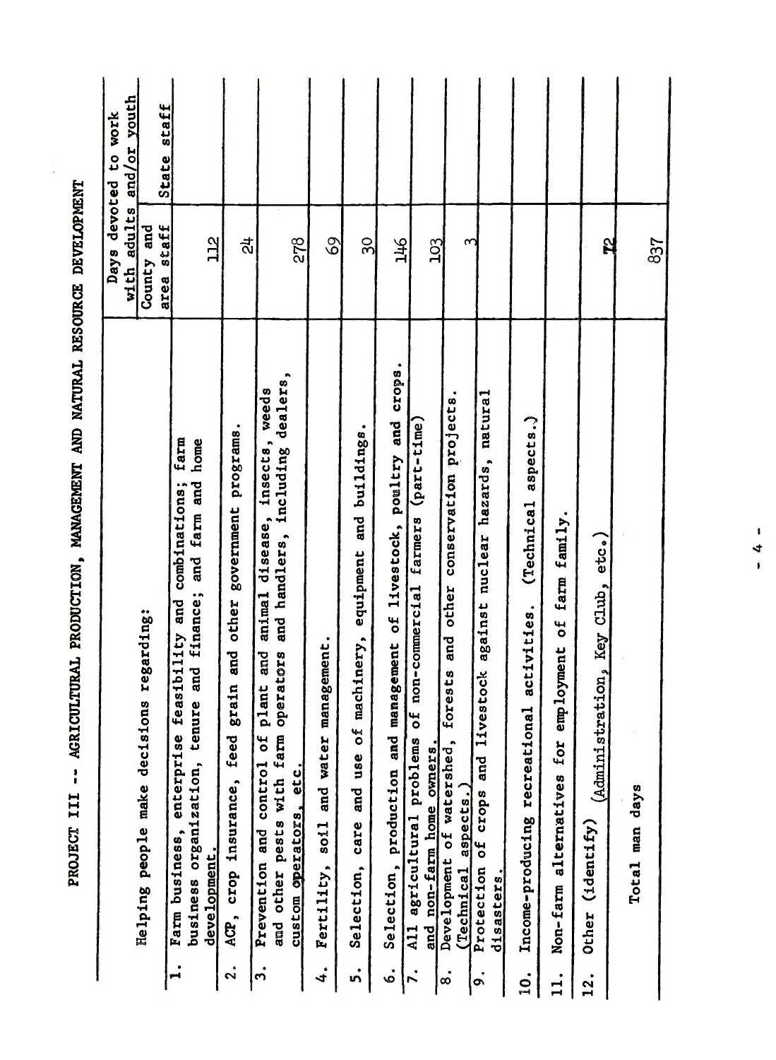# PROJECT III -- AGRICULTURAL PRODUCTION, MANAGEMENT AND NATURAL RESOURCE DEVELOPMENT

| Helping people make decisions regarding: | Days devoted to work with adults and/or youth | |
|---|---|---|
| | County and area staff | State staff |
| 1. Farm business, enterprise feasibility and combinations; farm business organization, tenure and finance; and farm and home development. | 112 | |
| 2. ACP, crop insurance, feed grain and other government programs. | 24 | |
| 3. Prevention and control of plant and animal disease, insects, weeds and other pests with farm operators and handlers, including dealers, custom operators, etc. | 278 | |
| 4. Fertility, soil and water management. | 69 | |
| 5. Selection, care and use of machinery, equipment and buildings. | 30 | |
| 6. Selection, production and management of livestock, poultry and crops. | 146 | |
| 7. All agricultural problems of non-commercial farmers (part-time) and non-farm home owners. | 103 | |
| 8. Development of watershed, forests and other conservation projects. (Technical aspects.) | 3 | |
| 9. Protection of crops and livestock against nuclear hazards, natural disasters. | | |
| 10. Income-producing recreational activities. (Technical aspects.) | | |
| 11. Non-farm alternatives for employment of farm family. | | |
| 12. Other (identify) (Administration, Key Club, etc.) | 72 | |
| Total man days | 837 | |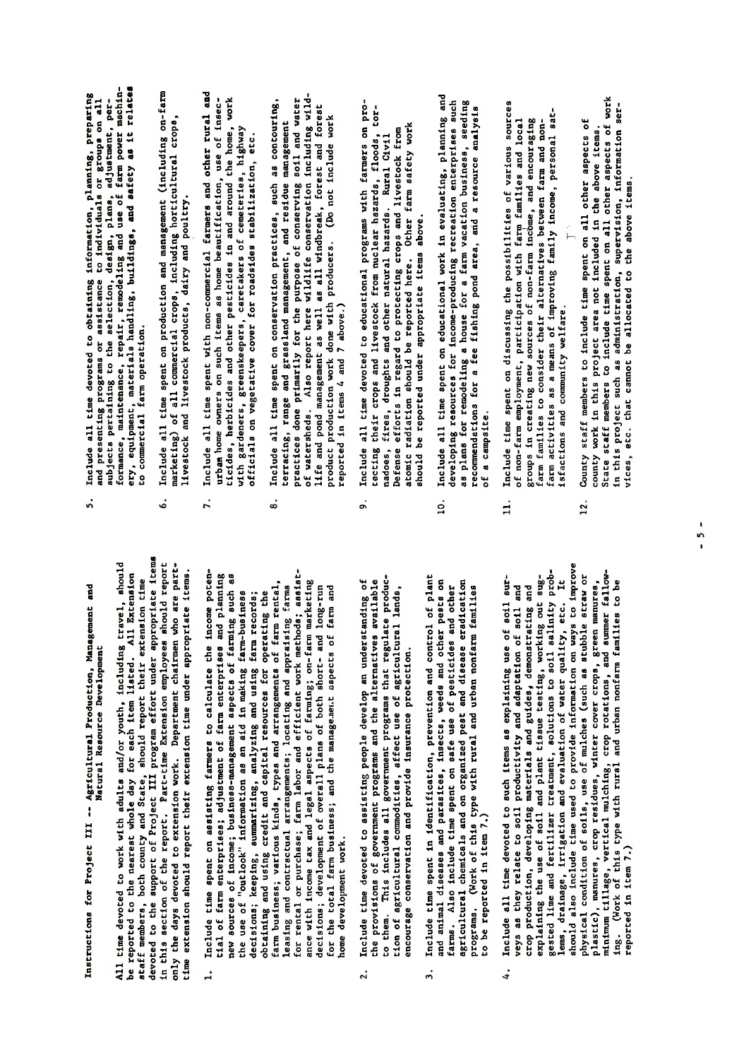## Instructions for Project III -- Agricultural Production, Management and Natural Resource Development

All time devoted to work with adults and/or youth, including travel, should be reported to the nearest whole day for each item listed. All Extension staff members, both county and State, should report their extension time devoted to the support of Project III program effort under appropriate items in this section of the report. Part-time Extension employees should report only the days devoted to extension work. Department chairmen who are part-time extension should report their extension time under appropriate items.

1. Include time spent on assisting farmers to calculate the income potential of farm enterprises; adjustment of farm enterprises and planning new sources of income; business-management aspects of farming such as the use of "outlook" information as an aid in making farm-business decisions; keeping, summarizing, analyzing and using farm records; obtaining and using credit and capital resources for operating the farm business; various kinds, types and arrangements of farm rental, leasing and contractual arrangements; locating and appraising farms for rental or purchase; farm labor and efficient work methods; assistance with income tax and legal aspects of farming; on-farm marketing decisions; development of overall plans of both short- and long-run for the total farm business; and the management aspects of farm and home development work.

2. Include time devoted to assisting people develop an understanding of the provisions of government programs and the alternatives available to them. This includes all government programs that regulate production of agricultural commodities, affect use of agricultural lands, encourage conservation and provide insurance protection.

3. Include time spent in identification, prevention and control of plant and animal diseases and parasites, insects, weeds and other pests on farms. Also include time spent on safe use of pesticides and other agricultural chemicals and on organized pest and disease eradication programs. (Work of this type with rural and urban nonfarm families to be reported in item 7.)

4. Include all time devoted to such items as explaining use of soil surveys as they relate to soil productivity and adaptation of soil and crop production, developing materials and guides, demonstrating and explaining the use of soil and plant tissue testing, working out suggested lime and fertilizer treatment, solutions to soil salinity problems, drainage, irrigation and evaluation of water quality, etc. It should also include time used to provide information on ways to improve physical condition of soils, use of mulches (such as stubble straw or plastic), manures, crop residues, winter cover crops, green manures, minimum tillage, vertical mulching, crop rotations, and summer fallowing. (Work of this type with rural and urban nonfarm families to be reported in item 7.)

5. Include all time devoted to obtaining information, planning, preparing and presenting programs or assistance to individuals or groups on all subjects pertaining to the selection, design, plans, adjustment, performance, maintenance, repair, remodeling and use of farm power machinery, equipment, materials handling, buildings, and safety as it relates to commercial farm operation.

6. Include all time spent on production and management (including on-farm marketing) of all commercial crops, including horticultural crops, livestock and livestock products, dairy and poultry.

7. Include all time spent with non-commercial farmers and other rural and urban home owners on such items as home beautification, use of insecticides, herbicides and other pesticides in and around the home, work with gardeners, greenskeepers, caretakers of cemeteries, highway officials on vegetative cover for roadsides stabilization, etc.

8. Include all time spent on conservation practices, such as contouring, terracing, range and grassland management, and residue management practices done primarily for the purpose of conserving soil and water of watersheds. Also report here wildlife conservation including wildlife and pond management as well as all windbreak, forest and forest product production work done with producers. (Do not include work reported in items 4 and 7 above.)

9. Include all time devoted to educational programs with farmers on protecting their crops and livestock from nuclear hazards, floods, tornadoes, fires, droughts and other natural hazards. Rural Civil Defense efforts in regard to protecting crops and livestock from atomic radiation should be reported here. Other farm safety work should be reported under appropriate items above.

10. Include all time spent on educational work in evaluating, planning and developing resources for income-producing recreation enterprises such as plans for remodeling a house for a farm vacation business, seeding recommendations for a fee fishing pond area, and a resource analysis of a campsite.

11. Include time spent on discussing the possibilities of various sources of non-farm employment, participation with farm families and local groups in creating new sources of non-farm income, and encouraging farm families to consider their alternatives between farm and non-farm activities as a means of improving family income, personal satisfactions and community welfare.

12. County staff members to include time spent on all other aspects of county work in this project area not included in the above items. State staff members to include time spent on all other aspects of work in this project such as administration, supervision, information services, etc. that cannot be allocated to the above items.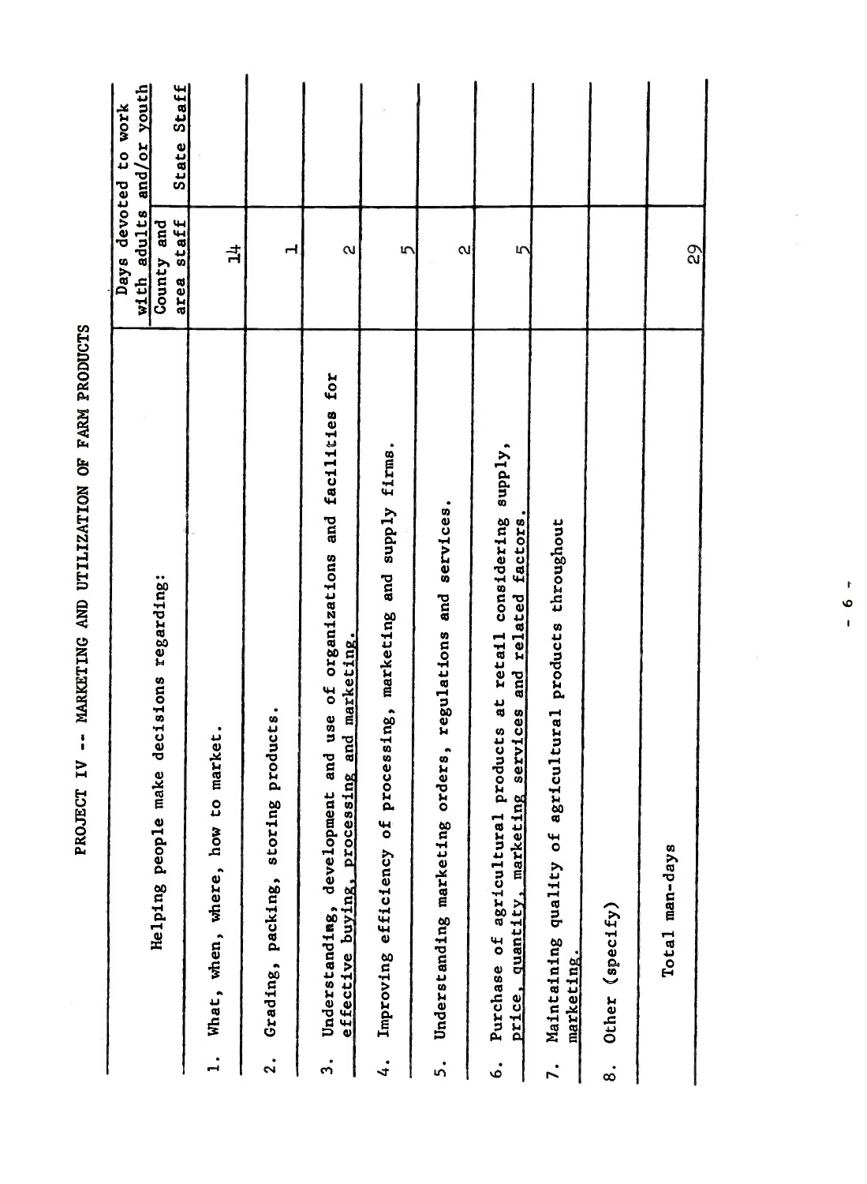# PROJECT IV -- MARKETING AND UTILIZATION OF FARM PRODUCTS

| Helping people make decisions regarding: | Days devoted to work with adults and/or youth | |
|---|---|---|
| | County and area staff | State Staff |
| 1. What, when, where, how to market. | 14 | |
| 2. Grading, packing, storing products. | 1 | |
| 3. Understanding, development and use of organizations and facilities for effective buying, processing and marketing. | 2 | |
| 4. Improving efficiency of processing, marketing and supply firms. | 5 | |
| 5. Understanding marketing orders, regulations and services. | 2 | |
| 6. Purchase of agricultural products at retail considering supply, price, quantity, marketing services and related factors. | 5 | |
| 7. Maintaining quality of agricultural products throughout marketing. | | |
| 8. Other (specify) | | |
| Total man-days | 29 | |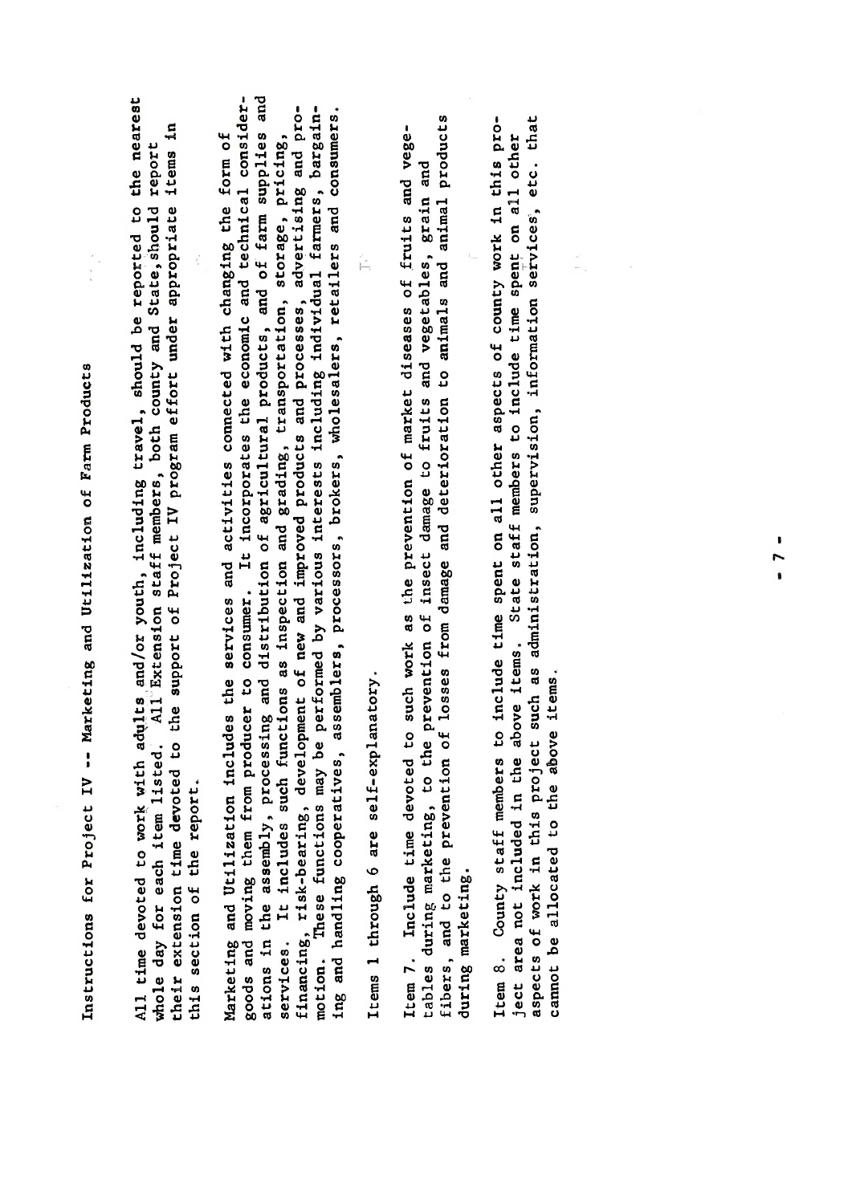# Instructions for Project IV -- Marketing and Utilization of Farm Products

All time devoted to work with adults and/or youth, including travel, should be reported to the nearest whole day for each item listed. All Extension staff members, both county and State, should report their extension time devoted to the support of Project IV program effort under appropriate items in this section of the report.

Marketing and Utilization includes the services and activities connected with changing the form of goods and moving them from producer to consumer. It incorporates the economic and technical considerations in the assembly, processing and distribution of agricultural products, and of farm supplies and services. It includes such functions as inspection and grading, transportation, storage, pricing, financing, risk-bearing, development of new and improved products and processes, advertising and promotion. These functions may be performed by various interests including individual farmers, bargaining and handling cooperatives, assemblers, processors, brokers, wholesalers, retailers and consumers.

Items 1 through 6 are self-explanatory.

Item 7. Include time devoted to such work as the prevention of market diseases of fruits and vegetables during marketing, to the prevention of insect damage to fruits and vegetables, grain and fibers, and to the prevention of losses from damage and deterioration to animals and animal products during marketing.

Item 8. County staff members to include time spent on all other aspects of county work in this project area not included in the above items. State staff members to include time spent on all other aspects of work in this project such as administration, supervision, information services, etc. that cannot be allocated to the above items.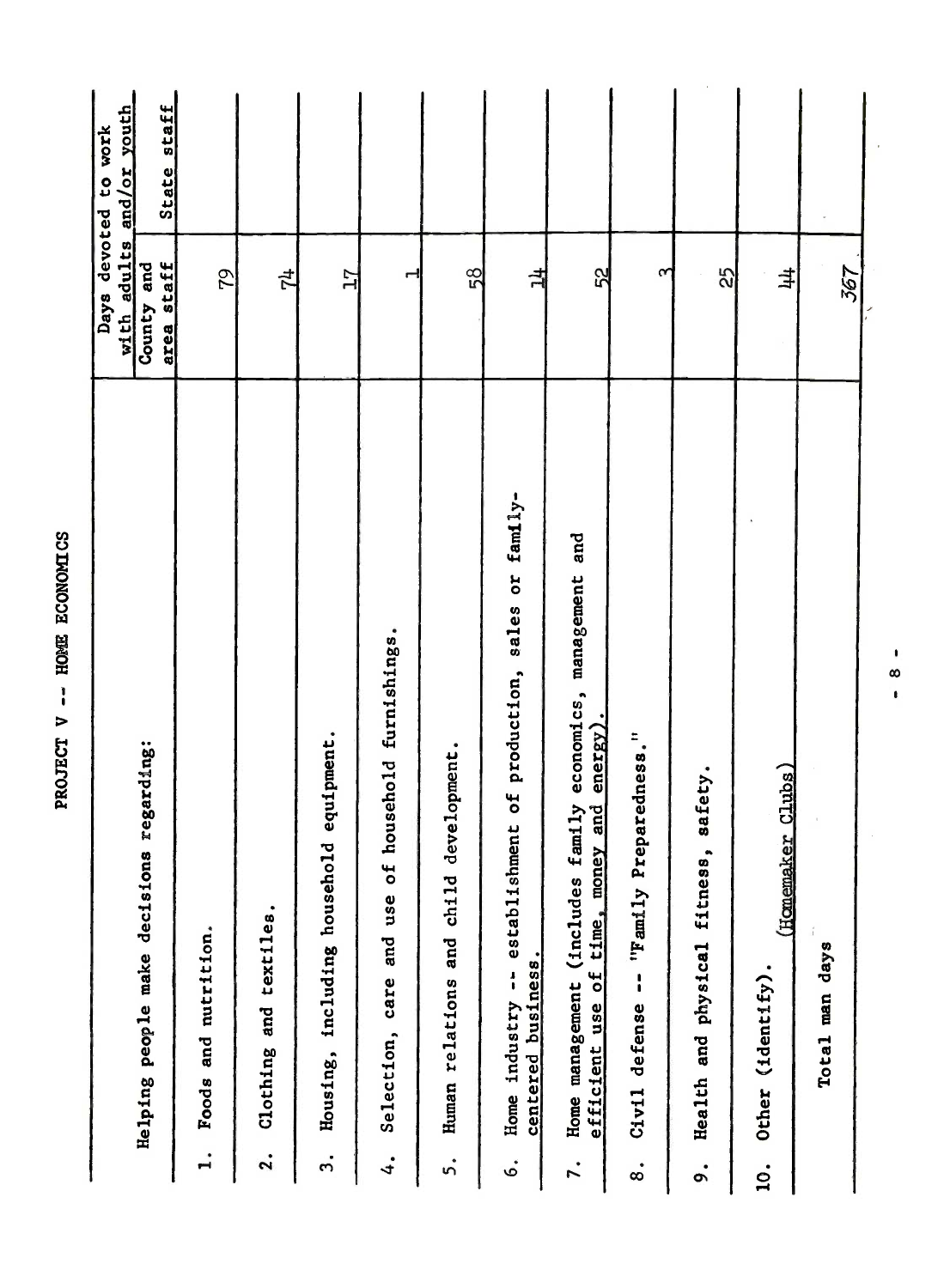# PROJECT V -- HOME ECONOMICS

| Helping people make decisions regarding: | Days devoted to work with adults and/or youth | |
|---|---|---|
| | County and area staff | State staff |
| 1. Foods and nutrition. | 79 | |
| 2. Clothing and textiles. | 74 | |
| 3. Housing, including household equipment. | 17 | |
| 4. Selection, care and use of household furnishings. | 1 | |
| 5. Human relations and child development. | 58 | |
| 6. Home industry -- establishment of production, sales or family-centered business. | 14 | |
| 7. Home management (includes family economics, management and efficient use of time, money and energy). | 52 | |
| 8. Civil defense -- "Family Preparedness." | 3 | |
| 9. Health and physical fitness, safety. | 25 | |
| 10. Other (identify). (Homemaker Clubs) | 44 | |
| Total man days | 367 | |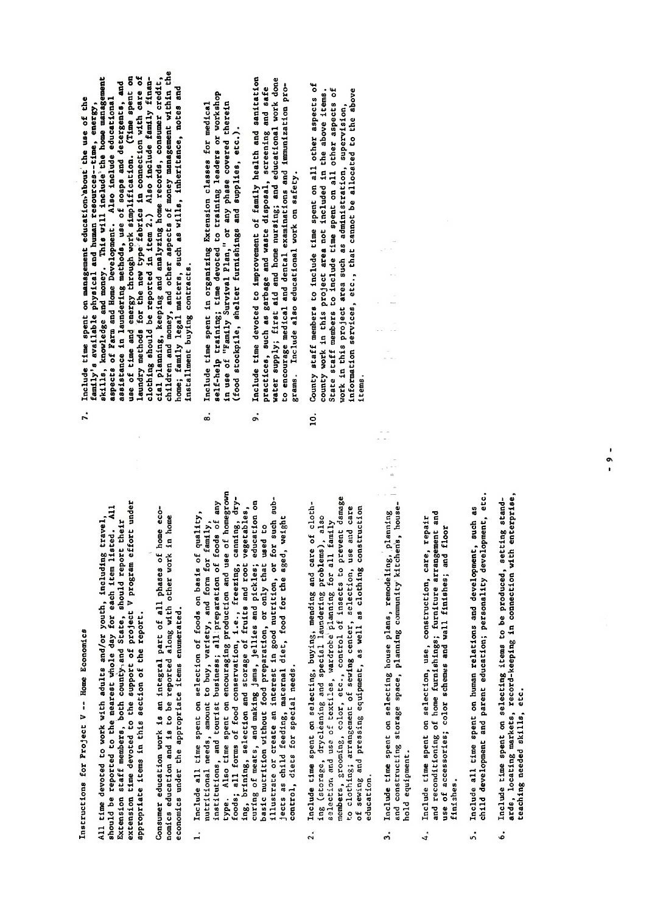## Instructions for Project V -- Home Economics

All time devoted to work with adults and/or youth, including travel, should be reported to the nearest whole day for each item listed. All Extension staff members, both county and State, should report their extension time devoted to the support of project V program effort under appropriate items in this section of the report.

Consumer education work is an integral part of all phases of home economics education and is to be reported along with other work in home economics under the appropriate items enumerated.

1. Include all time spent on selection of foods on basis of quality, nutritional needs, amount to buy, variety, and form for family, institutions, and tourist business; all preparation of foods of any type. Also time spent on encouraging production and use of homegrown foods; all forms of food conservation, i.e., freezing, canning, drying, brining, selection and storage of fruits and root vegetables, curing of meats, and making jams, jellies and pickles; education on basic nutrition without food preparation, or only that used to illustrate or create an interest in good nutrition, or for such subjects as child feeding, maternal diet, food for the aged, weight control, diets for special needs.

2. Include time spent on selecting, buying, mending and care of clothing (storage, drycleaning and special laundering problems), also selection and use of textiles, wardrobe planning for all family members, grooming, color, etc., control of insects to prevent damage to clothing; arrangement of sewing center, selection, use and care of sewing and pressing equipment, as well as clothing construction education.

3. Include time spent on selecting house plans, remodeling, planning and constructing storage space, planning community kitchens, household equipment.

4. Include time spent on selection, use, construction, care, repair and reconditioning of home furnishings; furniture arrangement and use of accessories; color schemes and wall finishes; and floor finishes.

5. Include all time spent on human relations and development, such as child development and parent education; personality development, etc.

6. Include time spent on selecting items to be produced, setting standards, locating markets, record-keeping in connection with enterprise, teaching needed skills, etc.

7. Include time spent on management education about the use of the family's available physical and human resources--time, energy, skills, knowledge and money. This will include the home management aspects of Farm and Home Development. Also include educational assistance in laundering methods, use of soaps and detergents, and use of time and energy through work simplification. (Time spent on laundry methods for the new type fabrics in connection with care of clothing should be reported in item 2.) Also include family financial planning, keeping and analyzing home records, consumer credit, children and money, and other aspects of money management within the home; family legal matters, such as wills, inheritance, notes and installment buying contracts.

8. Include time spent in organizing Extension classes for medical self-help training; time devoted to training leaders or workshop in use of "Family Survival Plan," or any phase covered therein (food stockpile, shelter furnishings and supplies, etc.).

9. Include time devoted to improvement of family health and sanitation practices, such as garbage and waste disposal, screening and safe water supply; first aid and home nursing; and educational work done to encourage medical and dental examinations and immunization programs. Include also educational work on safety.

10. County staff members to include time spent on all other aspects of county work in this project area not included in the above items. State staff members to include time spent on all other aspects of work in this project area such as administration, supervision, information services, etc., that cannot be allocated to the above items.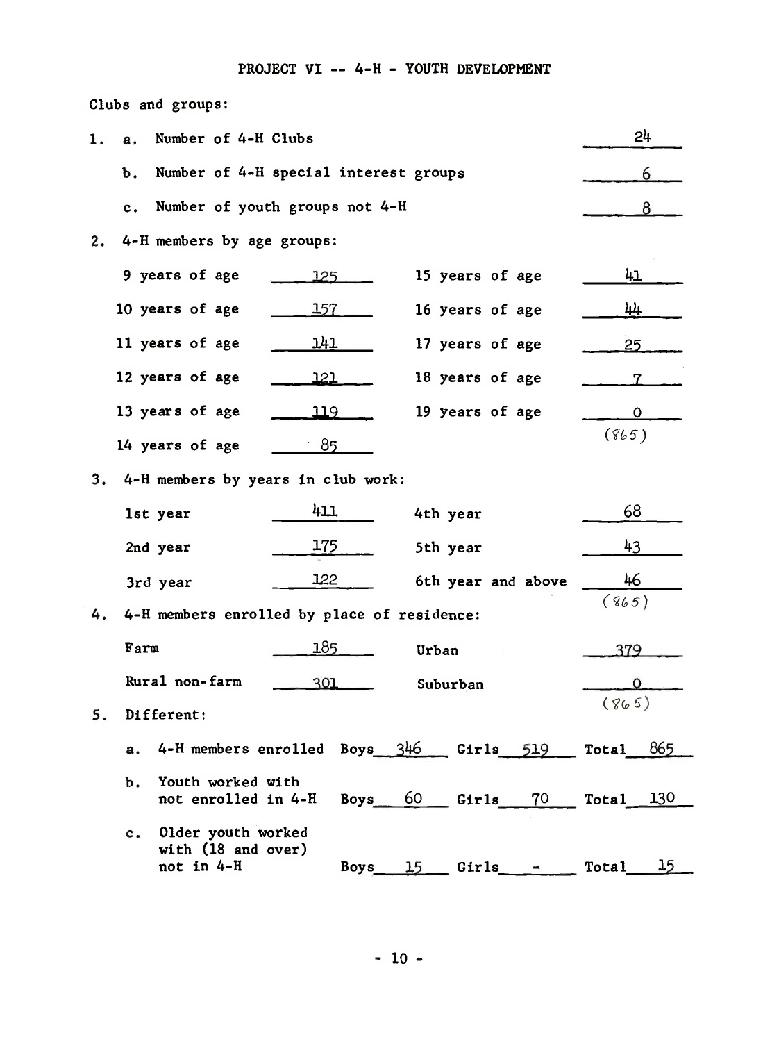## PROJECT VI -- 4-H - YOUTH DEVELOPMENT

Clubs and groups:

1. a. Number of 4-H Clubs — 24

   b. Number of 4-H special interest groups — 6

   c. Number of youth groups not 4-H — 8

2. 4-H members by age groups:

| | | | |
|---|---|---|---|
| 9 years of age | 125 | 15 years of age | 41 |
| 10 years of age | 157 | 16 years of age | 44 |
| 11 years of age | 141 | 17 years of age | 25 |
| 12 years of age | 121 | 18 years of age | 7 |
| 13 years of age | 119 | 19 years of age | 0 |
| 14 years of age | 85 | | (865) |

3. 4-H members by years in club work:

| | | | |
|---|---|---|---|
| 1st year | 411 | 4th year | 68 |
| 2nd year | 175 | 5th year | 43 |
| 3rd year | 122 | 6th year and above | 46 |
| | | | (865) |

4. 4-H members enrolled by place of residence:

| | | | |
|---|---|---|---|
| Farm | 185 | Urban | 379 |
| Rural non-farm | 301 | Suburban | 0 |
| | | | (865) |

5. Different:

| | Boys | Girls | Total |
|---|---|---|---|
| a. 4-H members enrolled | 346 | 519 | 865 |
| b. Youth worked with not enrolled in 4-H | 60 | 70 | 130 |
| c. Older youth worked with (18 and over) not in 4-H | 15 | - | 15 |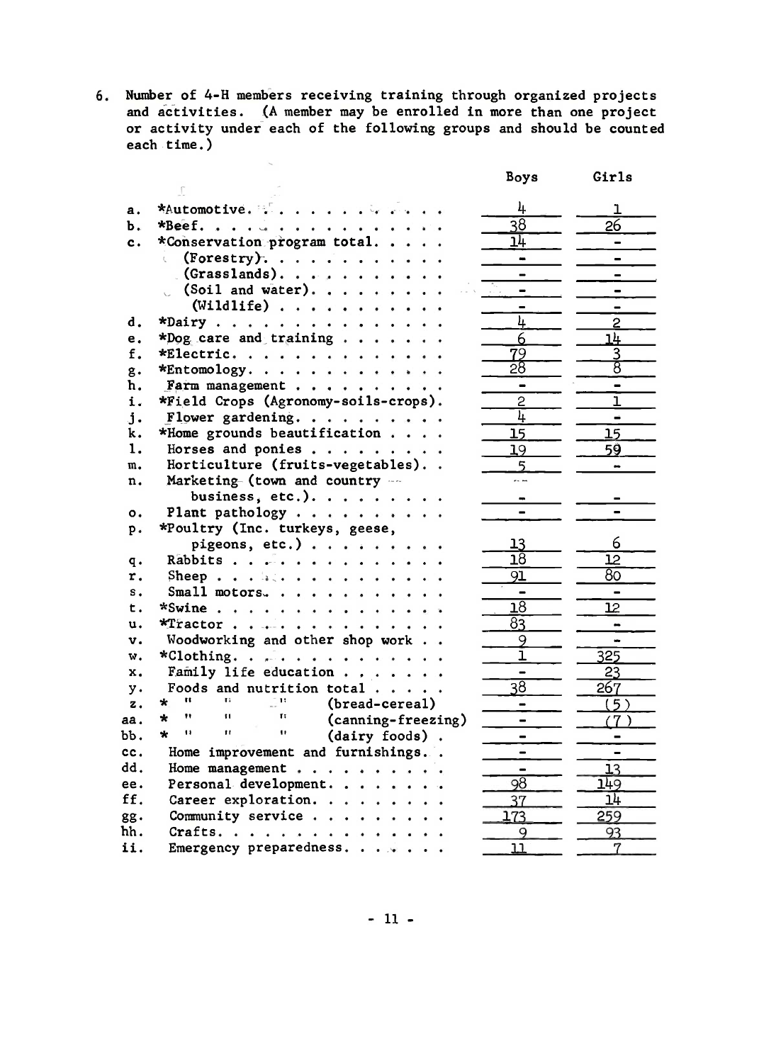6. Number of 4-H members receiving training through organized projects and activities. (A member may be enrolled in more than one project or activity under each of the following groups and should be counted each time.)

| | | Boys | Girls |
|---|---|---|---|
| a. | *Automotive | 4 | 1 |
| b. | *Beef | 38 | 26 |
| c. | *Conservation program total | 14 | - |
| | (Forestry) | - | - |
| | (Grasslands) | - | - |
| | (Soil and water) | - | - |
| | (Wildlife) | - | - |
| d. | *Dairy | 4 | 2 |
| e. | *Dog care and training | 6 | 14 |
| f. | *Electric | 79 | 3 |
| g. | *Entomology | 28 | 8 |
| h. | Farm management | - | - |
| i. | *Field Crops (Agronomy-soils-crops) | 2 | 1 |
| j. | Flower gardening | 4 | - |
| k. | *Home grounds beautification | 15 | 15 |
| l. | Horses and ponies | 19 | 59 |
| m. | Horticulture (fruits-vegetables) | 5 | - |
| n. | Marketing (town and country business, etc.) | - | - |
| o. | Plant pathology | - | - |
| p. | *Poultry (Inc. turkeys, geese, pigeons, etc.) | 13 | 6 |
| q. | Rabbits | 18 | 12 |
| r. | Sheep | 91 | 80 |
| s. | Small motors | - | - |
| t. | *Swine | 18 | 12 |
| u. | *Tractor | 83 | - |
| v. | Woodworking and other shop work | 9 | - |
| w. | *Clothing | 1 | 325 |
| x. | Family life education | - | 23 |
| y. | Foods and nutrition total | 38 | 267 |
| z. | * " " " (bread-cereal) | - | (5) |
| aa. | * " " " (canning-freezing) | - | (7) |
| bb. | * " " " (dairy foods) | - | - |
| cc. | Home improvement and furnishings | - | - |
| dd. | Home management | - | 13 |
| ee. | Personal development | 98 | 149 |
| ff. | Career exploration | 37 | 14 |
| gg. | Community service | 173 | 259 |
| hh. | Crafts | 9 | 93 |
| ii. | Emergency preparedness | 11 | 7 |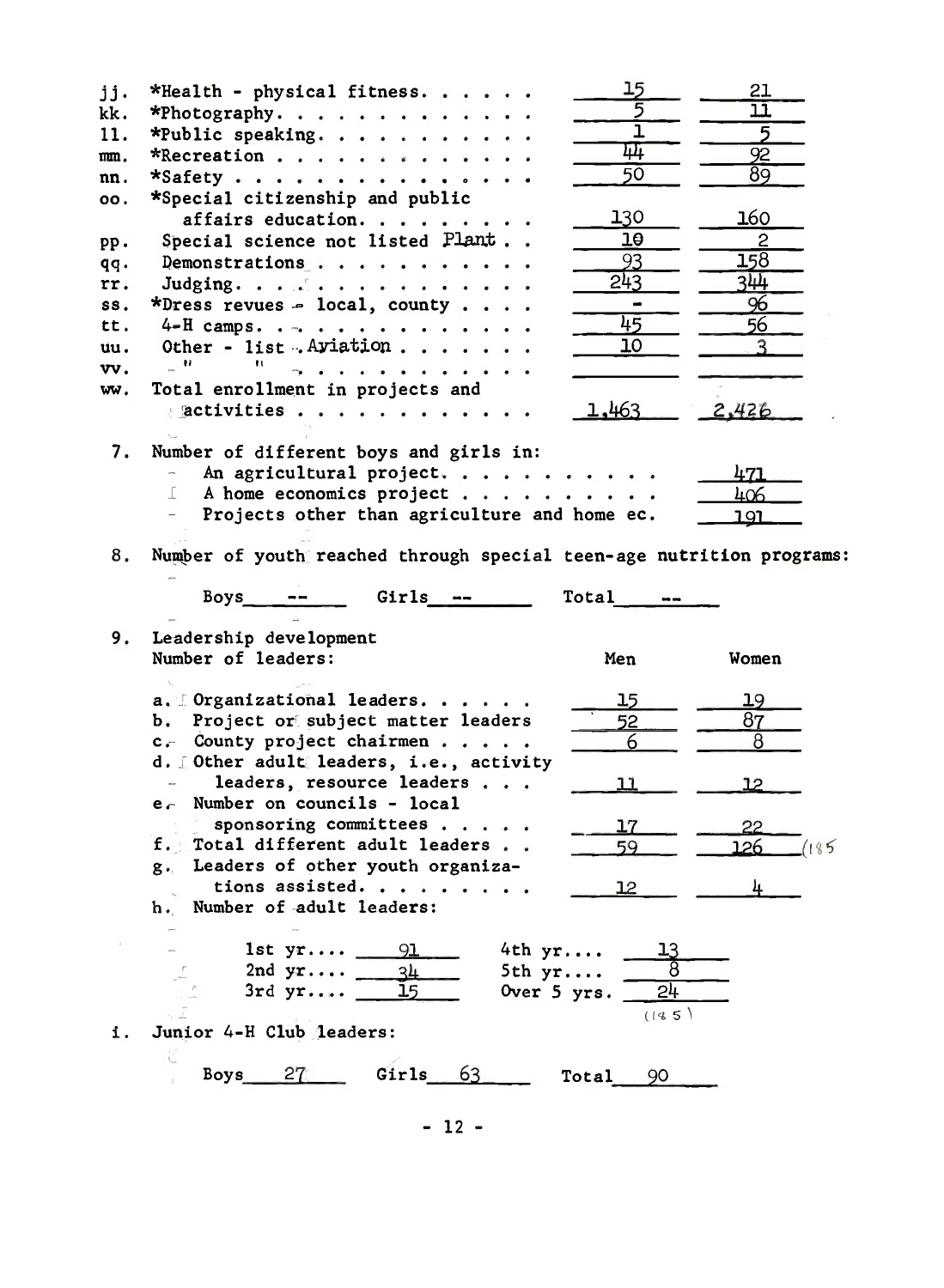| | | | |
|---|---|---|---|
| jj. | *Health - physical fitness. . . . . . | 15 | 21 |
| kk. | *Photography. . . . . . . . . . . . . | 5 | 11 |
| ll. | *Public speaking. . . . . . . . . . . | 1 | 5 |
| mm. | *Recreation . . . . . . . . . . . . . | 44 | 92 |
| nn. | *Safety . . . . . . . . . . . . . . . | 50 | 89 |
| oo. | *Special citizenship and public affairs education. . . . . . . . | 130 | 160 |
| pp. | Special science not listed Plant . . | 10 | 2 |
| qq. | Demonstrations . . . . . . . . . . . | 93 | 158 |
| rr. | Judging. . . . . . . . . . . . . . . | 243 | 344 |
| ss. | *Dress revues - local, county . . . . | - | 96 |
| tt. | 4-H camps. . . . . . . . . . . . . . | 45 | 56 |
| uu. | Other - list . Aviation . . . . . . . | 10 | 3 |
| vv. | " " . . . . . . . . . . . . | | |
| ww. | Total enrollment in projects and activities . . . . . . . . . . . . | 1,463 | 2,426 |

7. Number of different boys and girls in:

| | |
|---|---|
| An agricultural project. . . . . . . . . . . | 471 |
| A home economics project . . . . . . . . . . | 406 |
| Projects other than agriculture and home ec. | 191 |

8. Number of youth reached through special teen-age nutrition programs:

Boys -- Girls -- Total --

9. Leadership development

Number of leaders:

| | Men | Women |
|---|---|---|
| a. Organizational leaders. . . . . . | 15 | 19 |
| b. Project or subject matter leaders | 52 | 87 |
| c. County project chairmen . . . . . | 6 | 8 |
| d. Other adult leaders, i.e., activity leaders, resource leaders . . . | 11 | 12 |
| e. Number on councils - local sponsoring committees . . . . . | 17 | 22 |
| f. Total different adult leaders . . | 59 | 126 (185 |
| g. Leaders of other youth organizations assisted. . . . . . . . . | 12 | 4 |

h. Number of adult leaders:

| | | | |
|---|---|---|---|
| 1st yr.... | 91 | 4th yr.... | 13 |
| 2nd yr.... | 34 | 5th yr.... | 8 |
| 3rd yr.... | 15 | Over 5 yrs. | 24 |
| | | | (185) |

i. Junior 4-H Club leaders:

Boys 27 Girls 63 Total 90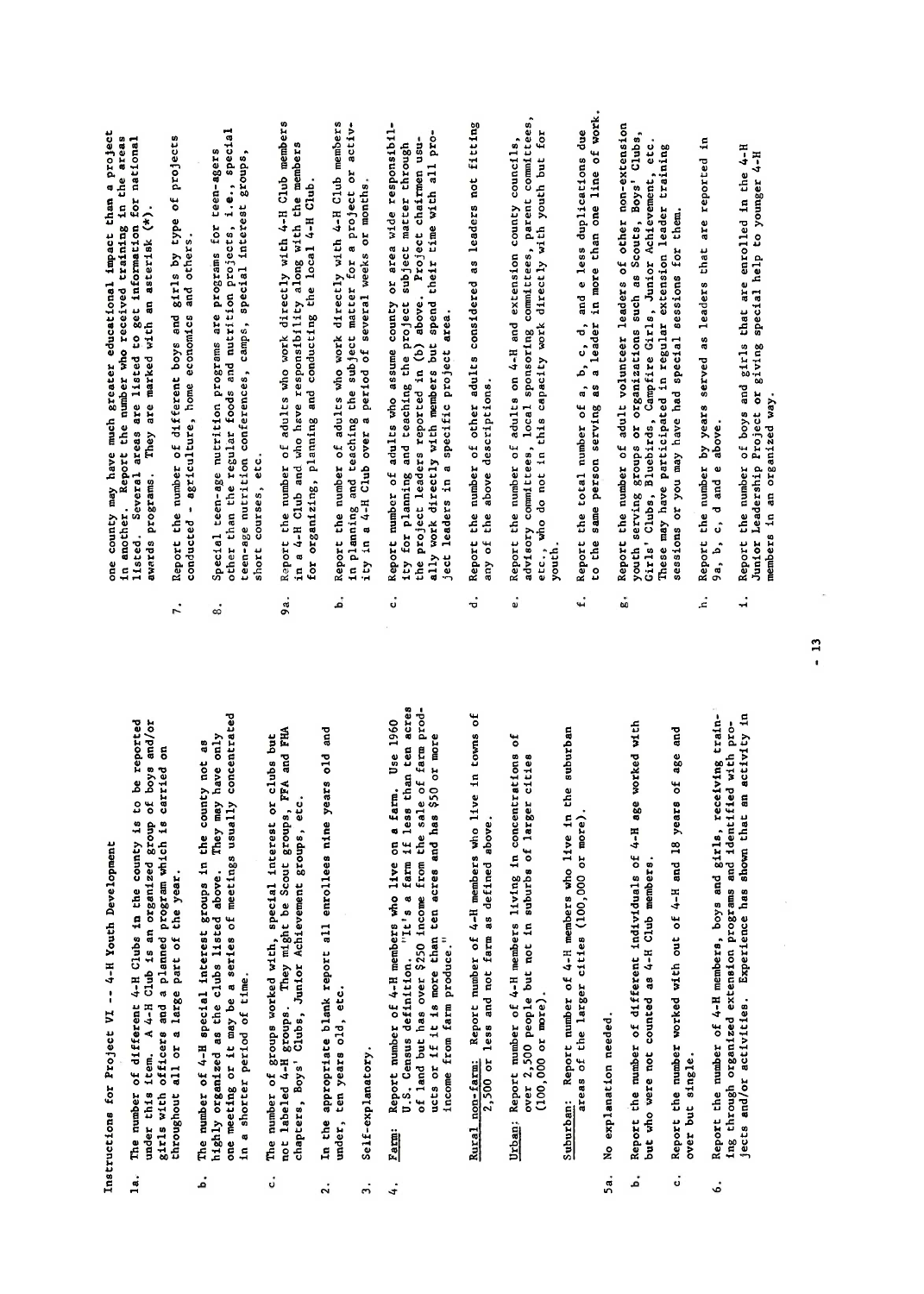## Instructions for Project VI -- 4-H Youth Development

1a. The number of different 4-H Clubs in the county is to be reported under this item. A 4-H Club is an organized group of boys and/or girls with officers and a planned program which is carried on throughout all or a large part of the year.

b. The number of 4-H special interest groups in the county not as highly organized as the clubs listed above. They may have only one meeting or it may be a series of meetings usually concentrated in a shorter period of time.

c. The number of groups worked with, special interest or clubs but not labeled 4-H groups. They might be Scout groups, FFA and FHA chapters, Boys' Clubs, Junior Achievement groups, etc.

2. In the appropriate blank report all enrollees nine years old and under, ten years old, etc.

3. Self-explanatory.

4. Farm: Report number of 4-H members who live on a farm. Use 1960 U.S. Census definition. "It's a farm if less than ten acres of land but has over $250 income from the sale of farm products or if it is more than ten acres and has $50 or more income from farm produce."

   Rural non-farm: Report number of 4-H members who live in towns of 2,500 or less and not farm as defined above.

   Urban: Report number of 4-H members living in concentrations of over 2,500 people but not in suburbs of larger cities (100,000 or more).

   Suburban: Report number of 4-H members who live in the suburban areas of the larger cities (100,000 or more).

5a. No explanation needed.

b. Report the number of different individuals of 4-H age worked with but who were not counted as 4-H Club members.

c. Report the number worked with out of 4-H and 18 years of age and over but single.

6. Report the number of 4-H members, boys and girls, receiving training through organized extension programs and identified with projects and/or activities. Experience has shown that an activity in one county may have much greater educational impact than a project in another. Report the number who received training in the areas listed. Several areas are listed to get information for national awards programs. They are marked with an asterisk (*).

7. Report the number of different boys and girls by type of projects conducted - agriculture, home economics and others.

8. Special teen-age nutrition programs are programs for teen-agers other than the regular foods and nutrition projects, i.e., special teen-age nutrition conferences, camps, special interest groups, short courses, etc.

9a. Report the number of adults who work directly with 4-H Club members in a 4-H Club and who have responsibility along with the members for organizing, planning and conducting the local 4-H Club.

b. Report the number of adults who work directly with 4-H Club members in planning and teaching the subject matter for a project or activity in a 4-H Club over a period of several weeks or months.

c. Report number of adults who assume county or area wide responsibility for planning and teaching the project subject matter through the project leaders reported in (b) above. Project chairmen usually work directly with members but spend their time with all project leaders in a specific project area.

d. Report the number of other adults considered as leaders not fitting any of the above descriptions.

e. Report the number of adults on 4-H and extension county councils, advisory committees, local sponsoring committees, parent committees, etc., who do not in this capacity work directly with youth but for youth.

f. Report the total number of a, b, c, d, and e less duplications due to the same person serving as a leader in more than one line of work.

g. Report the number of adult volunteer leaders of other non-extension youth serving groups or organizations such as Scouts, Boys' Clubs, Girls' Clubs, Bluebirds, Campfire Girls, Junior Achievement, etc. These may have participated in regular extension leader training sessions or you may have had special sessions for them.

h. Report the number by years served as leaders that are reported in 9a, b, c, d and e above.

i. Report the number of boys and girls that are enrolled in the 4-H Junior Leadership Project or giving special help to younger 4-H members in an organized way.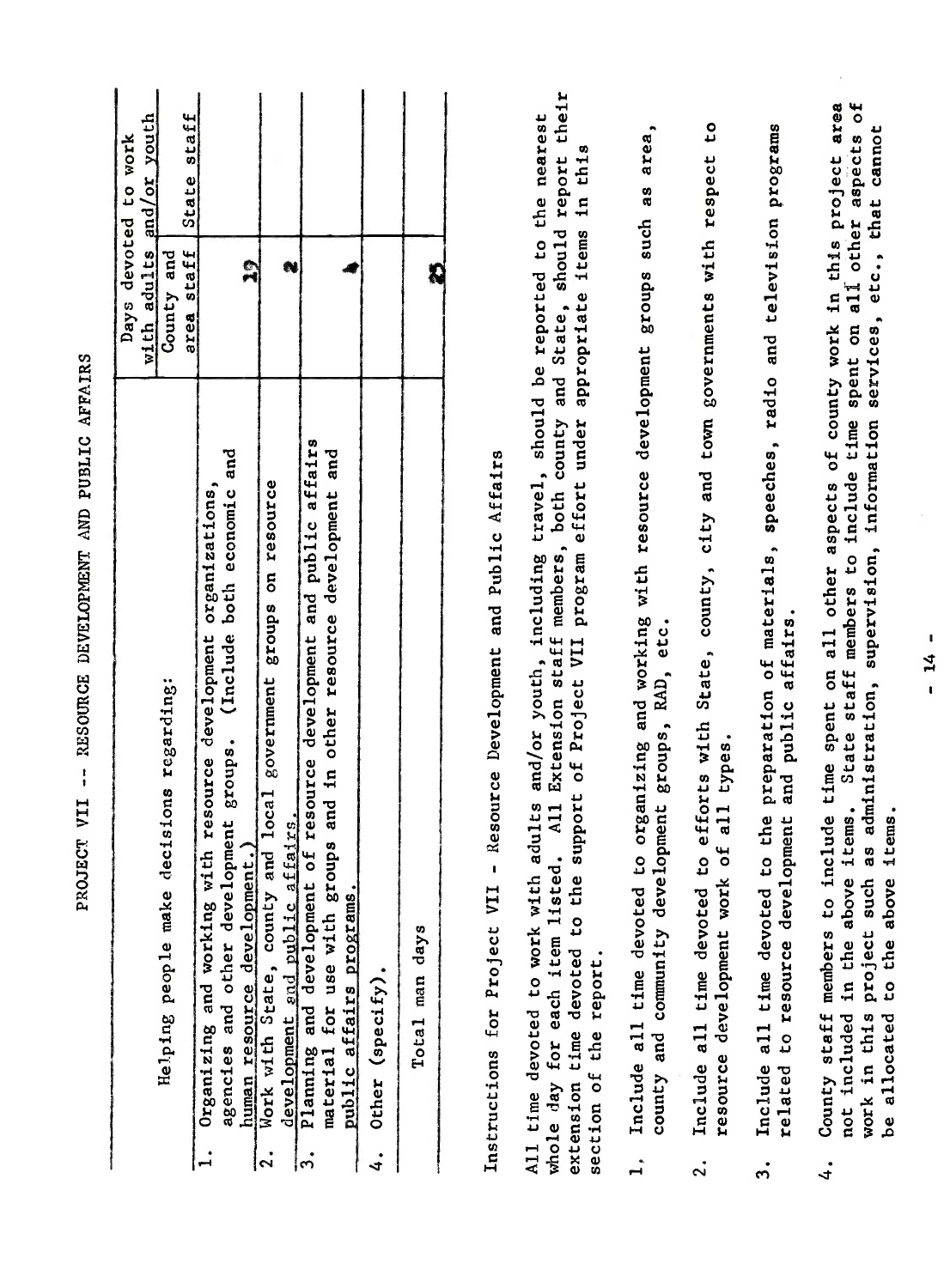# PROJECT VII -- RESOURCE DEVELOPMENT AND PUBLIC AFFAIRS

| Helping people make decisions regarding: | Days devoted to work with adults and/or youth | |
|---|---|---|
| | County and area staff | State staff |
| 1. Organizing and working with resource development organizations, agencies and other development groups. (Include both economic and human resource development.) | 19 | |
| 2. Work with State, county and local government groups on resource development and public affairs. | 2 | |
| 3. Planning and development of resource development and public affairs material for use with groups and in other resource development and public affairs programs. | 4 | |
| 4. Other (specify). | | |
| Total man days | 25 | |

Instructions for Project VII - Resource Development and Public Affairs

All time devoted to work with adults and/or youth, including travel, should be reported to the nearest whole day for each item listed. All Extension staff members, both county and State, should report their extension time devoted to the support of Project VII program effort under appropriate items in this section of the report.

1. Include all time devoted to organizing and working with resource development groups such as area, county and community development groups, RAD, etc.

2. Include all time devoted to efforts with State, county, city and town governments with respect to resource development work of all types.

3. Include all time devoted to the preparation of materials, speeches, radio and television programs related to resource development and public affairs.

4. County staff members to include time spent on all other aspects of county work in this project area not included in the above items. State staff members to include time spent on all other aspects of work in this project such as administration, supervision, information services, etc., that cannot be allocated to the above items.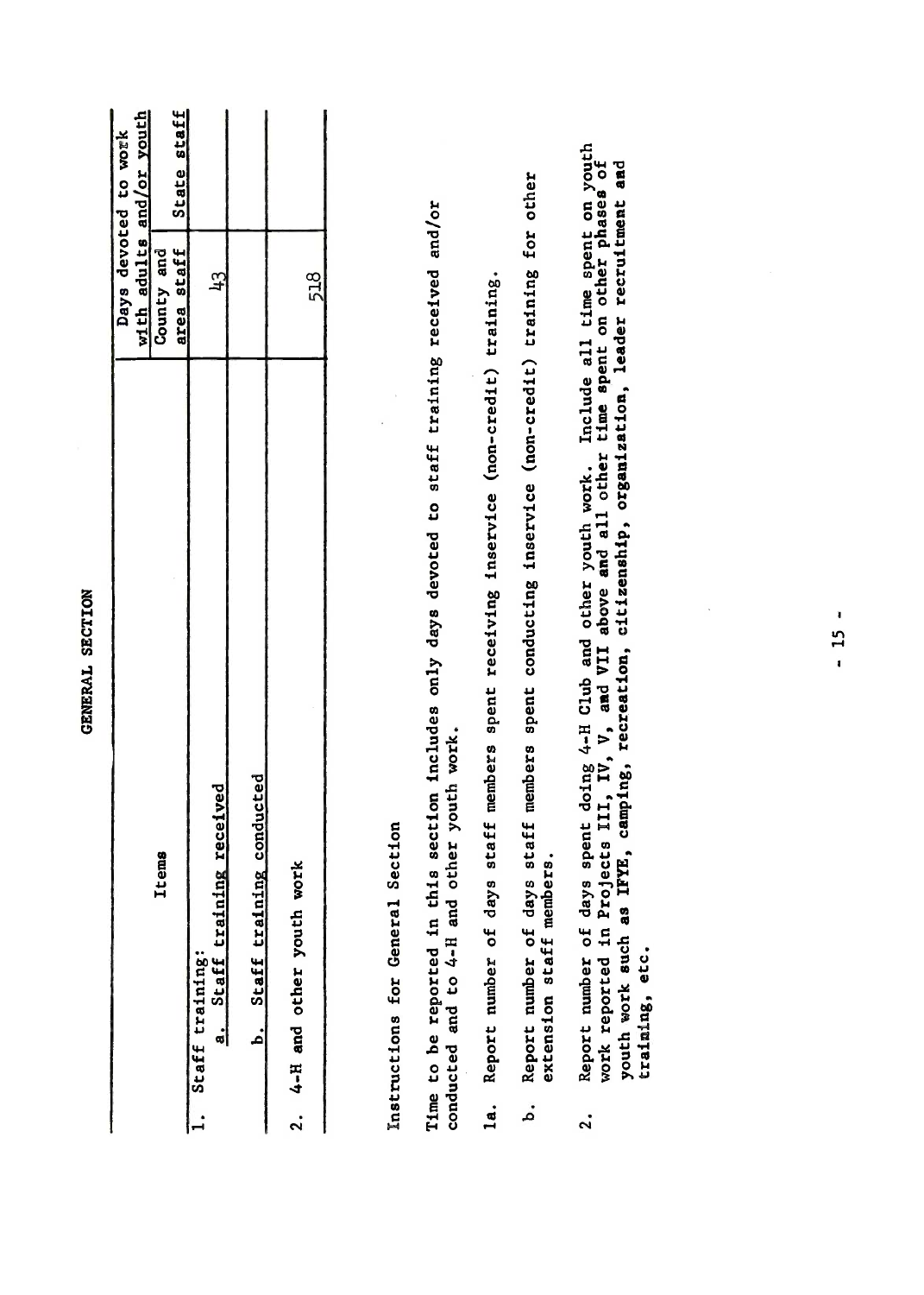# GENERAL SECTION

| Items | Days devoted to work with adults and/or youth | |
|---|---|---|
| | County and area staff | State staff |
| 1. Staff training: | | |
| a. Staff training received | 43 | |
| b. Staff training conducted | | |
| 2. 4-H and other youth work | 518 | |

Instructions for General Section

Time to be reported in this section includes only days devoted to staff training received and/or conducted and to 4-H and other youth work.

1a. Report number of days staff members spent receiving inservice (non-credit) training.

b. Report number of days staff members spent conducting inservice (non-credit) training for other extension staff members.

2. Report number of days spent doing 4-H Club and other youth work. Include all time spent on youth work reported in Projects III, IV, V, and VII above and all other time spent on other phases of youth work such as IFYE, camping, recreation, citizenship, organization, leader recruitment and training, etc.